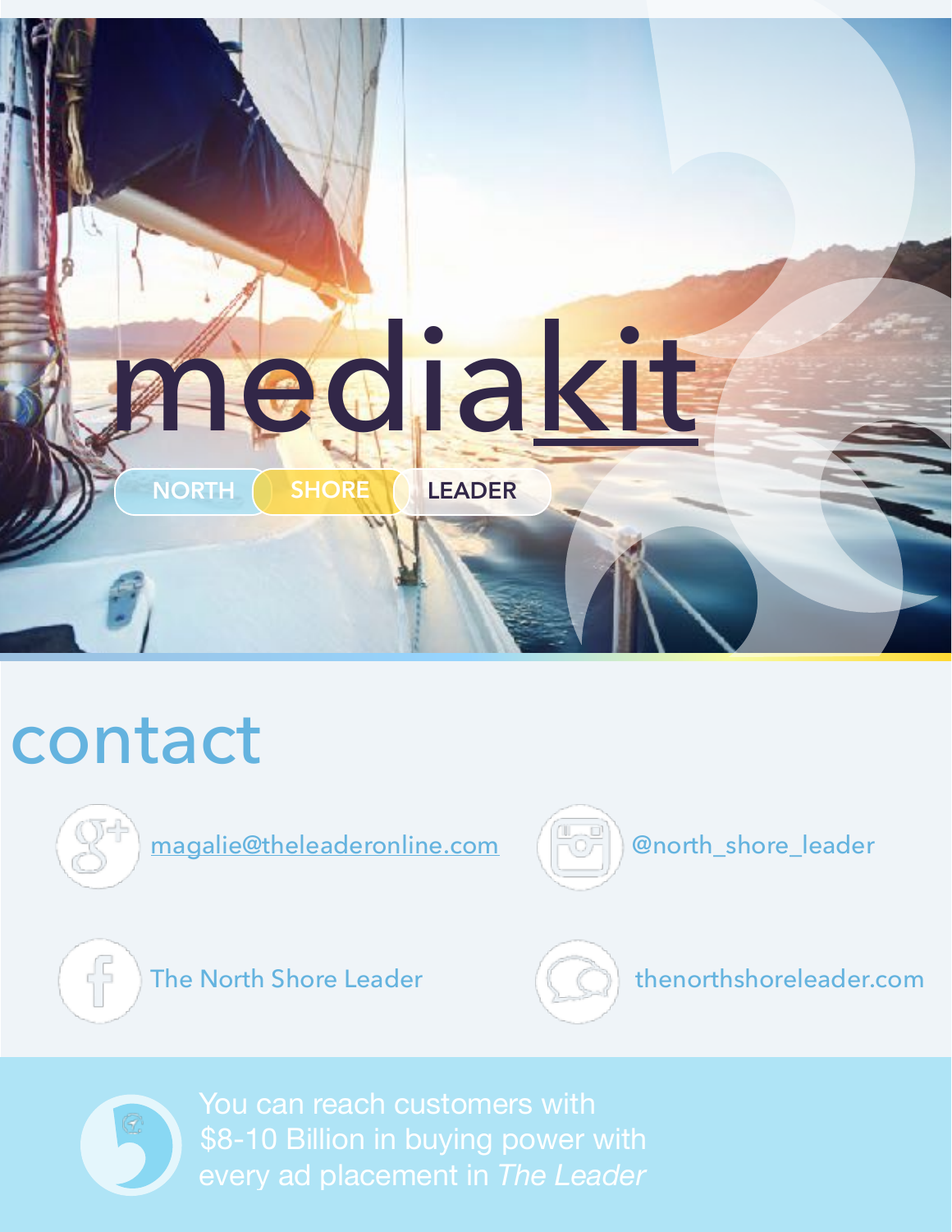# mediakit

NORTH SHORE LEADER

## contact

magalie@theleaderonline.com

@north_shore_leader

The North Shore Leader

thenorthshoreleader.com

You can reach customers with $8-10 Billion in buying power with every ad placement in *The Leader*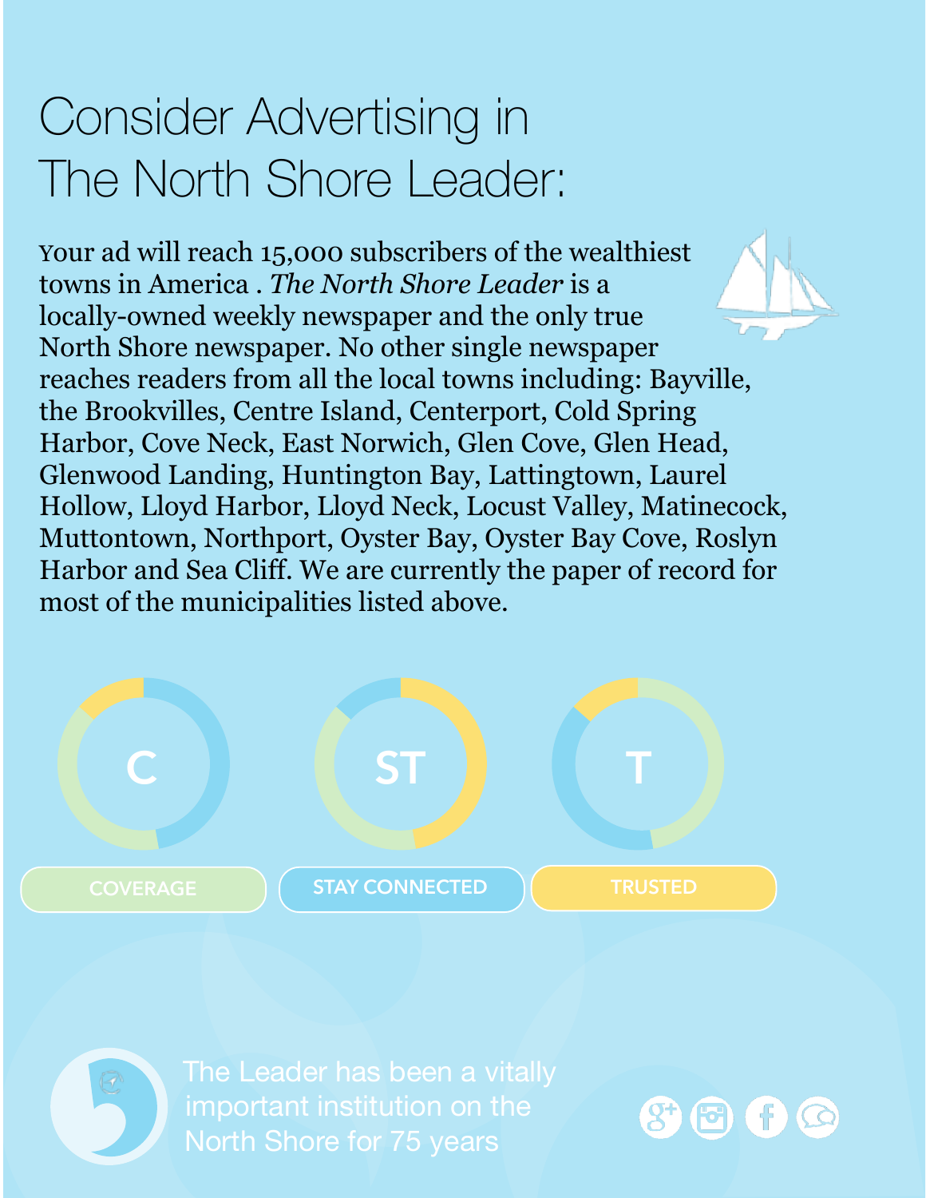# Consider Advertising in The North Shore Leader:

Your ad will reach 15,000 subscribers of the wealthiest towns in America . *The North Shore Leader* is a locally-owned weekly newspaper and the only true North Shore newspaper. No other single newspaper reaches readers from all the local towns including: Bayville, the Brookvilles, Centre Island, Centerport, Cold Spring Harbor, Cove Neck, East Norwich, Glen Cove, Glen Head, Glenwood Landing, Huntington Bay, Lattingtown, Laurel Hollow, Lloyd Harbor, Lloyd Neck, Locust Valley, Matinecock, Muttontown, Northport, Oyster Bay, Oyster Bay Cove, Roslyn Harbor and Sea Cliff. We are currently the paper of record for most of the municipalities listed above.

C

COVERAGE

ST

STAY CONNECTED

T

TRUSTED

The Leader has been a vitally important institution on the North Shore for 75 years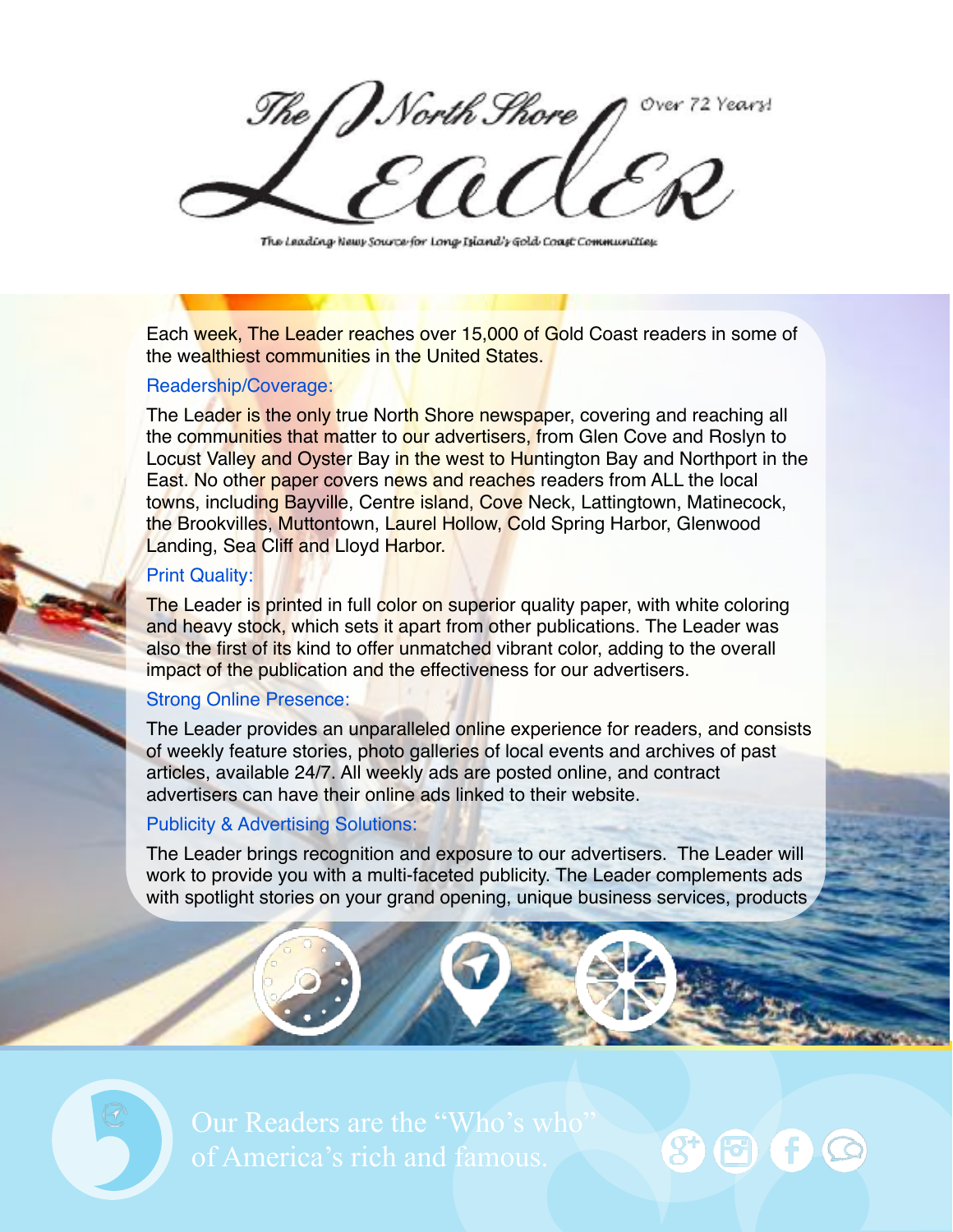# The North Shore Leader

Over 72 Years!

The Leading News Source for Long Island's Gold Coast Communities

Each week, The Leader reaches over 15,000 of Gold Coast readers in some of the wealthiest communities in the United States.

## Readership/Coverage:

The Leader is the only true North Shore newspaper, covering and reaching all the communities that matter to our advertisers, from Glen Cove and Roslyn to Locust Valley and Oyster Bay in the west to Huntington Bay and Northport in the East. No other paper covers news and reaches readers from ALL the local towns, including Bayville, Centre island, Cove Neck, Lattingtown, Matinecock, the Brookvilles, Muttontown, Laurel Hollow, Cold Spring Harbor, Glenwood Landing, Sea Cliff and Lloyd Harbor.

## Print Quality:

The Leader is printed in full color on superior quality paper, with white coloring and heavy stock, which sets it apart from other publications. The Leader was also the first of its kind to offer unmatched vibrant color, adding to the overall impact of the publication and the effectiveness for our advertisers.

## Strong Online Presence:

The Leader provides an unparalleled online experience for readers, and consists of weekly feature stories, photo galleries of local events and archives of past articles, available 24/7. All weekly ads are posted online, and contract advertisers can have their online ads linked to their website.

## Publicity & Advertising Solutions:

The Leader brings recognition and exposure to our advertisers. The Leader will work to provide you with a multi-faceted publicity. The Leader complements ads with spotlight stories on your grand opening, unique business services, products

Our Readers are the "Who's who" of America's rich and famous.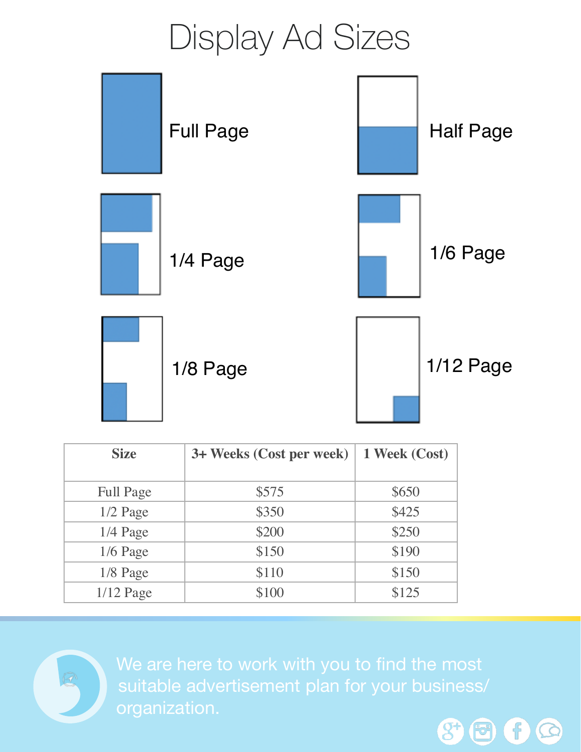# Display Ad Sizes

Full Page

Half Page

1/4 Page

1/6 Page

1/8 Page

1/12 Page

| Size | 3+ Weeks (Cost per week) | 1 Week (Cost) |
|---|---|---|
| Full Page | $575 | $650 |
| 1/2 Page | $350 | $425 |
| 1/4 Page | $200 | $250 |
| 1/6 Page | $150 | $190 |
| 1/8 Page | $110 | $150 |
| 1/12 Page | $100 | $125 |

We are here to work with you to find the most suitable advertisement plan for your business/organization.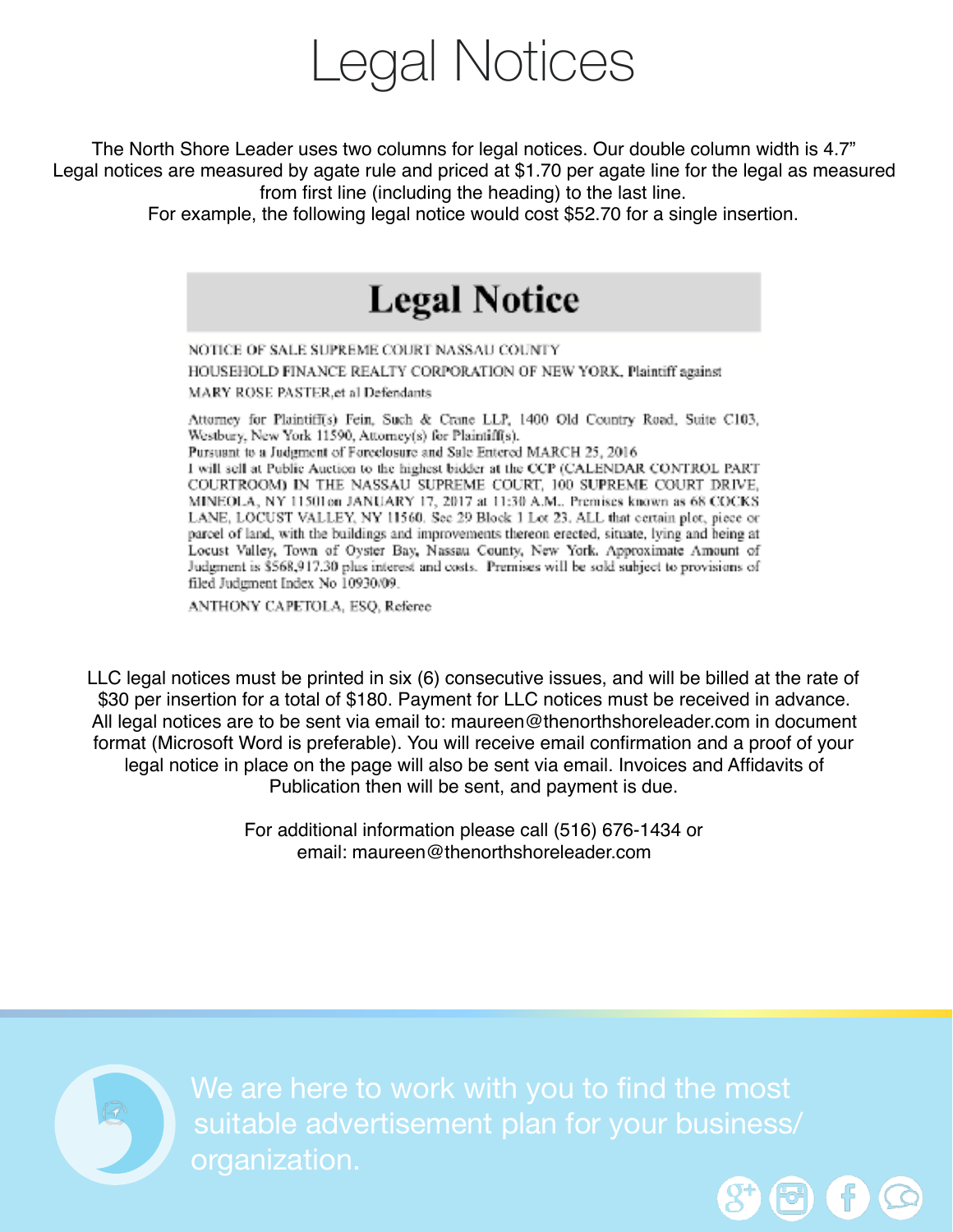# Legal Notices

The North Shore Leader uses two columns for legal notices. Our double column width is 4.7"
Legal notices are measured by agate rule and priced at $1.70 per agate line for the legal as measured from first line (including the heading) to the last line.
For example, the following legal notice would cost $52.70 for a single insertion.

## Legal Notice

NOTICE OF SALE SUPREME COURT NASSAU COUNTY

HOUSEHOLD FINANCE REALTY CORPORATION OF NEW YORK, Plaintiff against

MARY ROSE PASTER,et al Defendants

Attorney for Plaintiff(s) Fein, Such & Crane LLP, 1400 Old Country Road, Suite C103, Westbury, New York 11590, Attorney(s) for Plaintiff(s).
Pursuant to a Judgment of Foreclosure and Sale Entered MARCH 25, 2016
I will sell at Public Auction to the highest bidder at the CCP (CALENDAR CONTROL PART COURTROOM) IN THE NASSAU SUPREME COURT, 100 SUPREME COURT DRIVE, MINEOLA, NY 11501on JANUARY 17, 2017 at 11:30 A.M.. Premises known as 68 COCKS LANE, LOCUST VALLEY, NY 11560. Sec 29 Block 1 Lot 23. ALL that certain plot, piece or parcel of land, with the buildings and improvements thereon erected, situate, lying and being at Locust Valley, Town of Oyster Bay, Nassau County, New York. Approximate Amount of Judgment is $568,917.30 plus interest and costs. Premises will be sold subject to provisions of filed Judgment Index No 10930/09.

ANTHONY CAPETOLA, ESQ, Referee

LLC legal notices must be printed in six (6) consecutive issues, and will be billed at the rate of $30 per insertion for a total of $180. Payment for LLC notices must be received in advance. All legal notices are to be sent via email to: maureen@thenorthshoreleader.com in document format (Microsoft Word is preferable). You will receive email confirmation and a proof of your legal notice in place on the page will also be sent via email. Invoices and Affidavits of Publication then will be sent, and payment is due.

For additional information please call (516) 676-1434 or
email: maureen@thenorthshoreleader.com

We are here to work with you to find the most suitable advertisement plan for your business/organization.